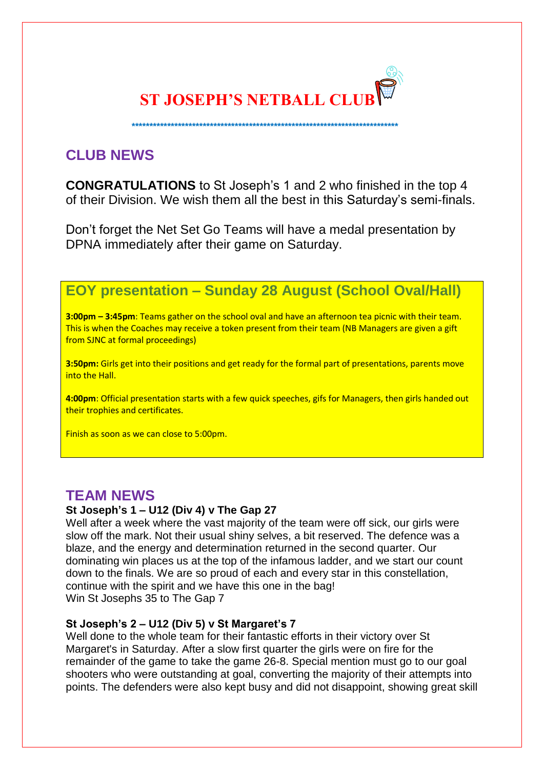# ST JOSEPH'S NETBALL CLUB

*******************************************************************************

## CLUB NEWS

**CONGRATULATIONS** to St Joseph's 1 and 2 who finished in the top 4 of their Division. We wish them all the best in this Saturday's semi-finals.

Don't forget the Net Set Go Teams will have a medal presentation by DPNA immediately after their game on Saturday.

### EOY presentation – Sunday 28 August (School Oval/Hall)

**3:00pm – 3:45pm**: Teams gather on the school oval and have an afternoon tea picnic with their team. This is when the Coaches may receive a token present from their team (NB Managers are given a gift from SJNC at formal proceedings)

**3:50pm:** Girls get into their positions and get ready for the formal part of presentations, parents move into the Hall.

**4:00pm**: Official presentation starts with a few quick speeches, gifs for Managers, then girls handed out their trophies and certificates.

Finish as soon as we can close to 5:00pm.

## TEAM NEWS

**St Joseph's 1 – U12 (Div 4) v The Gap 27**

Well after a week where the vast majority of the team were off sick, our girls were slow off the mark. Not their usual shiny selves, a bit reserved. The defence was a blaze, and the energy and determination returned in the second quarter. Our dominating win places us at the top of the infamous ladder, and we start our count down to the finals. We are so proud of each and every star in this constellation, continue with the spirit and we have this one in the bag!
Win St Josephs 35 to The Gap 7

**St Joseph's 2 – U12 (Div 5) v St Margaret's 7**

Well done to the whole team for their fantastic efforts in their victory over St Margaret's in Saturday. After a slow first quarter the girls were on fire for the remainder of the game to take the game 26-8. Special mention must go to our goal shooters who were outstanding at goal, converting the majority of their attempts into points. The defenders were also kept busy and did not disappoint, showing great skill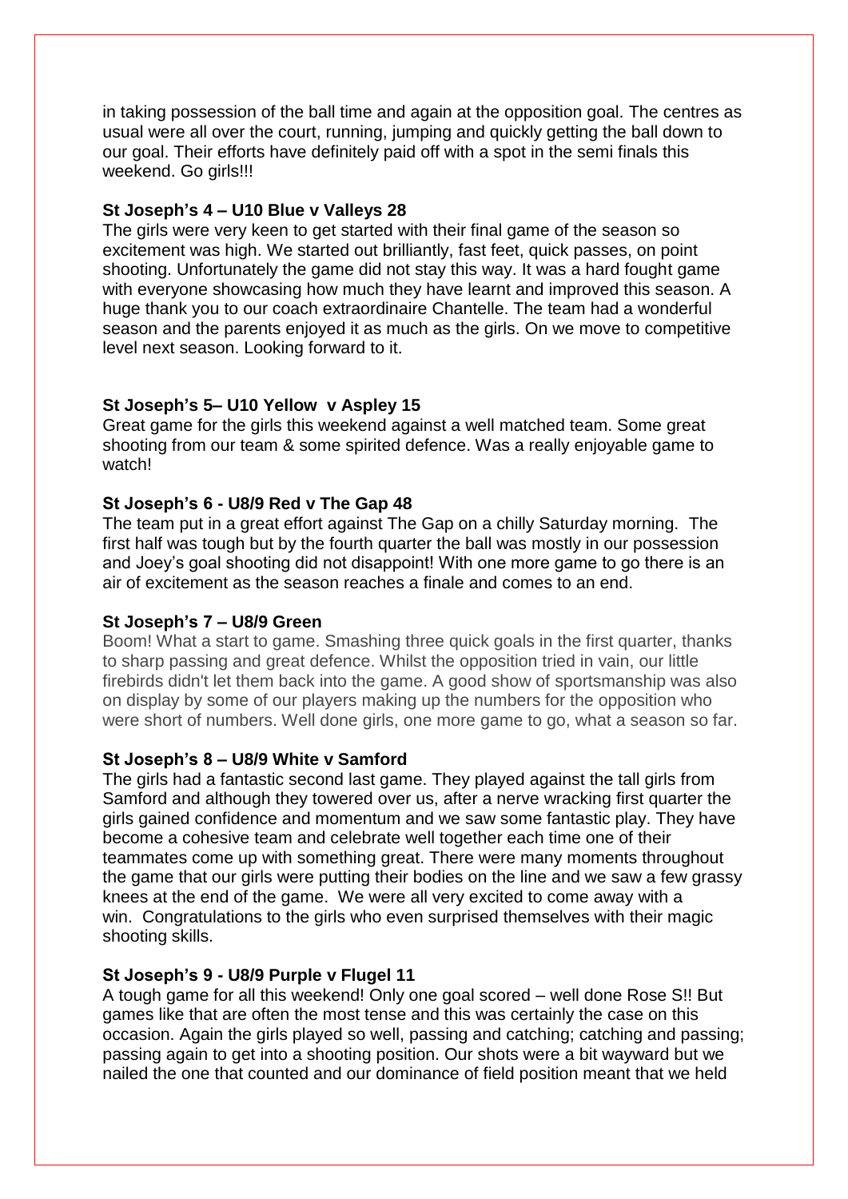in taking possession of the ball time and again at the opposition goal. The centres as usual were all over the court, running, jumping and quickly getting the ball down to our goal. Their efforts have definitely paid off with a spot in the semi finals this weekend. Go girls!!!

**St Joseph's 4 – U10 Blue v Valleys 28**

The girls were very keen to get started with their final game of the season so excitement was high. We started out brilliantly, fast feet, quick passes, on point shooting. Unfortunately the game did not stay this way. It was a hard fought game with everyone showcasing how much they have learnt and improved this season. A huge thank you to our coach extraordinaire Chantelle. The team had a wonderful season and the parents enjoyed it as much as the girls. On we move to competitive level next season. Looking forward to it.

**St Joseph's 5– U10 Yellow v Aspley 15**

Great game for the girls this weekend against a well matched team. Some great shooting from our team & some spirited defence. Was a really enjoyable game to watch!

**St Joseph's 6 - U8/9 Red v The Gap 48**

The team put in a great effort against The Gap on a chilly Saturday morning. The first half was tough but by the fourth quarter the ball was mostly in our possession and Joey's goal shooting did not disappoint! With one more game to go there is an air of excitement as the season reaches a finale and comes to an end.

**St Joseph's 7 – U8/9 Green**

Boom! What a start to game. Smashing three quick goals in the first quarter, thanks to sharp passing and great defence. Whilst the opposition tried in vain, our little firebirds didn't let them back into the game. A good show of sportsmanship was also on display by some of our players making up the numbers for the opposition who were short of numbers. Well done girls, one more game to go, what a season so far.

**St Joseph's 8 – U8/9 White v Samford**

The girls had a fantastic second last game. They played against the tall girls from Samford and although they towered over us, after a nerve wracking first quarter the girls gained confidence and momentum and we saw some fantastic play. They have become a cohesive team and celebrate well together each time one of their teammates come up with something great. There were many moments throughout the game that our girls were putting their bodies on the line and we saw a few grassy knees at the end of the game. We were all very excited to come away with a win. Congratulations to the girls who even surprised themselves with their magic shooting skills.

**St Joseph's 9 - U8/9 Purple v Flugel 11**

A tough game for all this weekend! Only one goal scored – well done Rose S!! But games like that are often the most tense and this was certainly the case on this occasion. Again the girls played so well, passing and catching; catching and passing; passing again to get into a shooting position. Our shots were a bit wayward but we nailed the one that counted and our dominance of field position meant that we held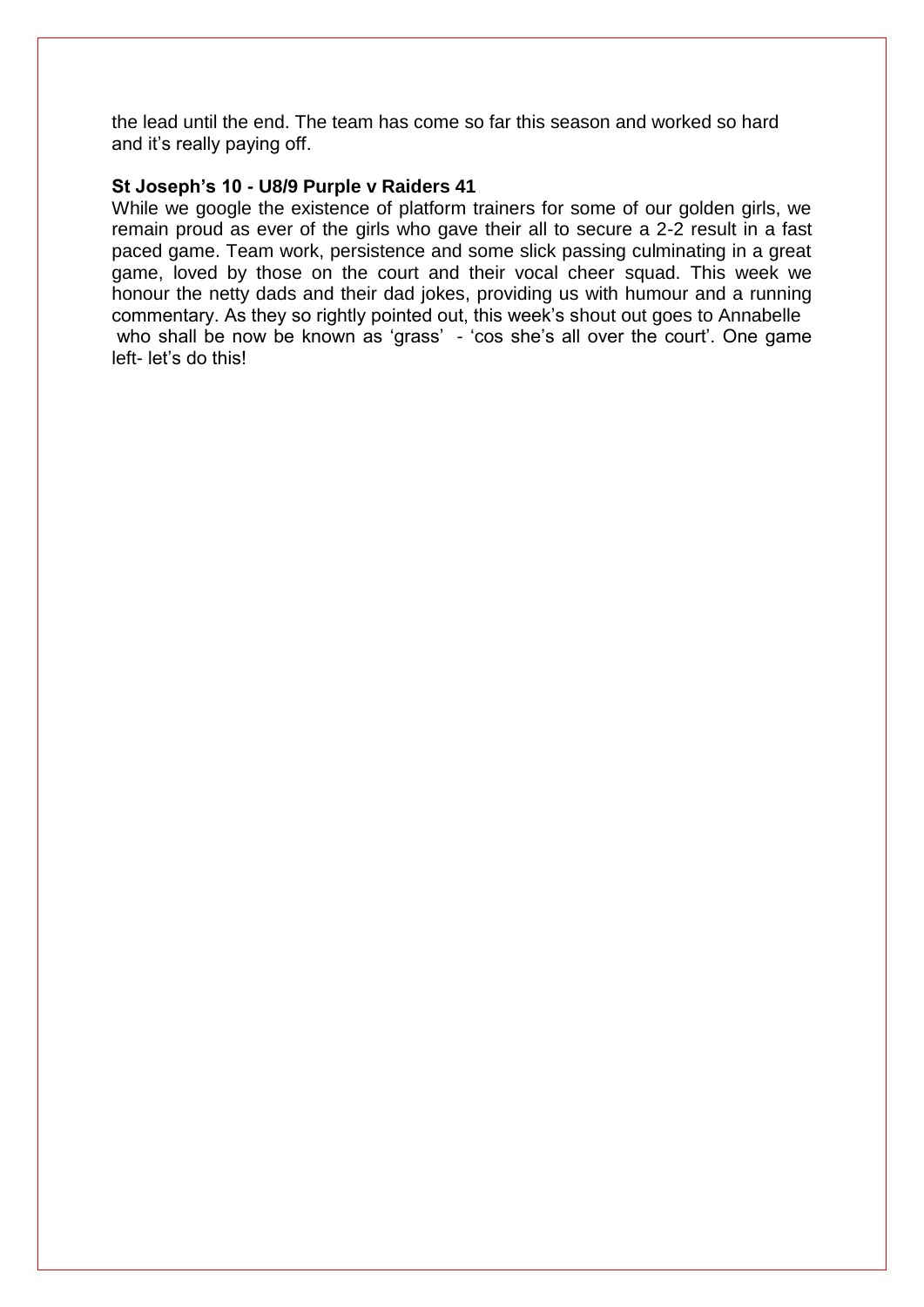the lead until the end. The team has come so far this season and worked so hard and it's really paying off.

**St Joseph's 10 - U8/9 Purple v Raiders 41**

While we google the existence of platform trainers for some of our golden girls, we remain proud as ever of the girls who gave their all to secure a 2-2 result in a fast paced game. Team work, persistence and some slick passing culminating in a great game, loved by those on the court and their vocal cheer squad. This week we honour the netty dads and their dad jokes, providing us with humour and a running commentary. As they so rightly pointed out, this week's shout out goes to Annabelle who shall be now be known as 'grass' - 'cos she's all over the court'. One game left- let's do this!